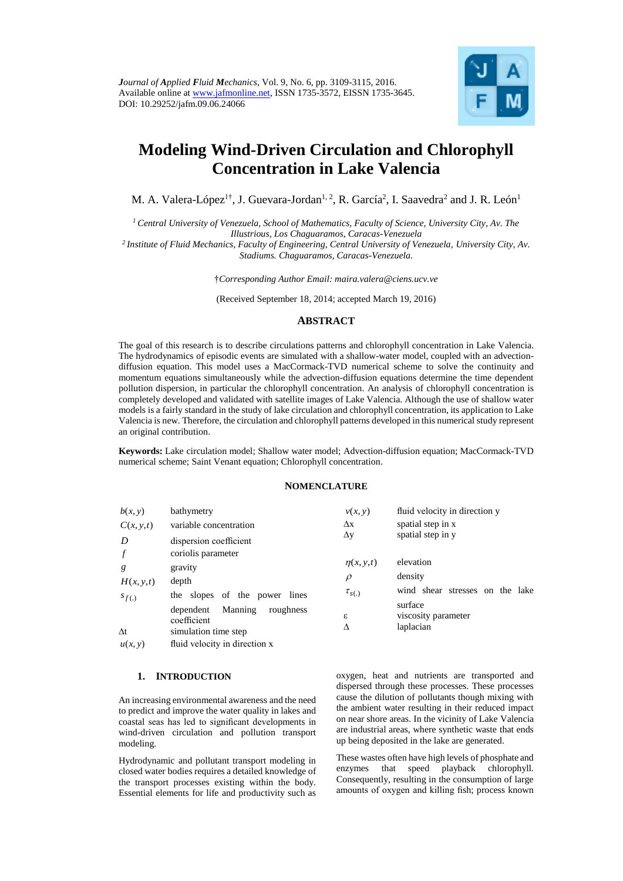Journal of Applied Fluid Mechanics, Vol. 9, No. 6, pp. 3109-3115, 2016.
Available online at www.jafmonline.net, ISSN 1735-3572, EISSN 1735-3645.
DOI: 10.29252/jafm.09.06.24066

# Modeling Wind-Driven Circulation and Chlorophyll Concentration in Lake Valencia

M. A. Valera-López[1†], J. Guevara-Jordan[1, 2], R. García[2], I. Saavedra[2] and J. R. León[1]

[1] *Central University of Venezuela, School of Mathematics, Faculty of Science, University City, Av. The Illustrious, Los Chaguaramos, Caracas-Venezuela*
[2] *Institute of Fluid Mechanics, Faculty of Engineering, Central University of Venezuela, University City, Av. Stadiums. Chaguaramos, Caracas-Venezuela.*

†*Corresponding Author Email: maira.valera@ciens.ucv.ve*

(Received September 18, 2014; accepted March 19, 2016)

## ABSTRACT

The goal of this research is to describe circulations patterns and chlorophyll concentration in Lake Valencia. The hydrodynamics of episodic events are simulated with a shallow-water model, coupled with an advection-diffusion equation. This model uses a MacCormack-TVD numerical scheme to solve the continuity and momentum equations simultaneously while the advection-diffusion equations determine the time dependent pollution dispersion, in particular the chlorophyll concentration. An analysis of chlorophyll concentration is completely developed and validated with satellite images of Lake Valencia. Although the use of shallow water models is a fairly standard in the study of lake circulation and chlorophyll concentration, its application to Lake Valencia is new. Therefore, the circulation and chlorophyll patterns developed in this numerical study represent an original contribution.

**Keywords:** Lake circulation model; Shallow water model; Advection-diffusion equation; MacCormack-TVD numerical scheme; Saint Venant equation; Chlorophyll concentration.

## NOMENCLATURE

| | | | |
|---|---|---|---|
| $b(x,y)$ | bathymetry | $v(x,y)$ | fluid velocity in direction y |
| $C(x,y,t)$ | variable concentration | $\Delta x$ | spatial step in x |
| $D$ | dispersion coefficient | $\Delta y$ | spatial step in y |
| $f$ | coriolis parameter | | |
| $g$ | gravity | $\eta(x,y,t)$ | elevation |
| $H(x,y,t)$ | depth | $\rho$ | density |
| $s_{f(.)}$ | the slopes of the power lines dependent Manning roughness coefficient | $\tau_{s(.)}$ | wind shear stresses on the lake surface |
| $\Delta t$ | simulation time step | $\varepsilon$ | viscosity parameter |
| $u(x,y)$ | fluid velocity in direction x | $\Delta$ | laplacian |

## 1. INTRODUCTION

An increasing environmental awareness and the need to predict and improve the water quality in lakes and coastal seas has led to significant developments in wind-driven circulation and pollution transport modeling.

Hydrodynamic and pollutant transport modeling in closed water bodies requires a detailed knowledge of the transport processes existing within the body. Essential elements for life and productivity such as oxygen, heat and nutrients are transported and dispersed through these processes. These processes cause the dilution of pollutants though mixing with the ambient water resulting in their reduced impact on near shore areas. In the vicinity of Lake Valencia are industrial areas, where synthetic waste that ends up being deposited in the lake are generated.

These wastes often have high levels of phosphate and enzymes that speed playback chlorophyll. Consequently, resulting in the consumption of large amounts of oxygen and killing fish; process known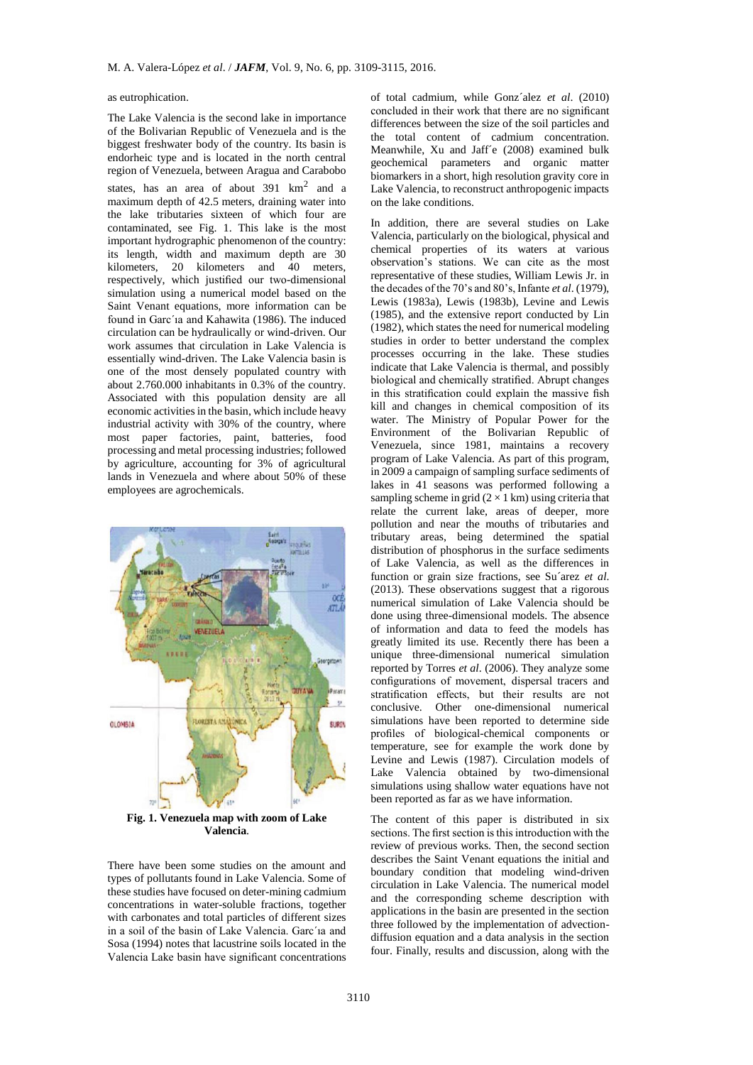as eutrophication.

The Lake Valencia is the second lake in importance of the Bolivarian Republic of Venezuela and is the biggest freshwater body of the country. Its basin is endorheic type and is located in the north central region of Venezuela, between Aragua and Carabobo states, has an area of about 391 $km^2$ and a maximum depth of 42.5 meters, draining water into the lake tributaries sixteen of which four are contaminated, see Fig. 1. This lake is the most important hydrographic phenomenon of the country: its length, width and maximum depth are 30 kilometers, 20 kilometers and 40 meters, respectively, which justified our two-dimensional simulation using a numerical model based on the Saint Venant equations, more information can be found in Garc´ıa and Kahawita (1986). The induced circulation can be hydraulically or wind-driven. Our work assumes that circulation in Lake Valencia is essentially wind-driven. The Lake Valencia basin is one of the most densely populated country with about 2.760.000 inhabitants in 0.3% of the country. Associated with this population density are all economic activities in the basin, which include heavy industrial activity with 30% of the country, where most paper factories, paint, batteries, food processing and metal processing industries; followed by agriculture, accounting for 3% of agricultural lands in Venezuela and where about 50% of these employees are agrochemicals.

**Fig. 1. Venezuela map with zoom of Lake Valencia**.

There have been some studies on the amount and types of pollutants found in Lake Valencia. Some of these studies have focused on deter-mining cadmium concentrations in water-soluble fractions, together with carbonates and total particles of different sizes in a soil of the basin of Lake Valencia. Garc´ıa and Sosa (1994) notes that lacustrine soils located in the Valencia Lake basin have significant concentrations of total cadmium, while Gonz´alez *et al*. (2010) concluded in their work that there are no significant differences between the size of the soil particles and the total content of cadmium concentration. Meanwhile, Xu and Jaff´e (2008) examined bulk geochemical parameters and organic matter biomarkers in a short, high resolution gravity core in Lake Valencia, to reconstruct anthropogenic impacts on the lake conditions.

In addition, there are several studies on Lake Valencia, particularly on the biological, physical and chemical properties of its waters at various observation's stations. We can cite as the most representative of these studies, William Lewis Jr. in the decades of the 70's and 80's, Infante *et al*. (1979), Lewis (1983a), Lewis (1983b), Levine and Lewis (1985), and the extensive report conducted by Lin (1982), which states the need for numerical modeling studies in order to better understand the complex processes occurring in the lake. These studies indicate that Lake Valencia is thermal, and possibly biological and chemically stratified. Abrupt changes in this stratification could explain the massive fish kill and changes in chemical composition of its water. The Ministry of Popular Power for the Environment of the Bolivarian Republic of Venezuela, since 1981, maintains a recovery program of Lake Valencia. As part of this program, in 2009 a campaign of sampling surface sediments of lakes in 41 seasons was performed following a sampling scheme in grid ($2 \times 1$ km) using criteria that relate the current lake, areas of deeper, more pollution and near the mouths of tributaries and tributary areas, being determined the spatial distribution of phosphorus in the surface sediments of Lake Valencia, as well as the differences in function or grain size fractions, see Su´arez *et al*. (2013). These observations suggest that a rigorous numerical simulation of Lake Valencia should be done using three-dimensional models. The absence of information and data to feed the models has greatly limited its use. Recently there has been a unique three-dimensional numerical simulation reported by Torres *et al*. (2006). They analyze some configurations of movement, dispersal tracers and stratification effects, but their results are not conclusive. Other one-dimensional numerical simulations have been reported to determine side profiles of biological-chemical components or temperature, see for example the work done by Levine and Lewis (1987). Circulation models of Lake Valencia obtained by two-dimensional simulations using shallow water equations have not been reported as far as we have information.

The content of this paper is distributed in six sections. The first section is this introduction with the review of previous works. Then, the second section describes the Saint Venant equations the initial and boundary condition that modeling wind-driven circulation in Lake Valencia. The numerical model and the corresponding scheme description with applications in the basin are presented in the section three followed by the implementation of advection-diffusion equation and a data analysis in the section four. Finally, results and discussion, along with the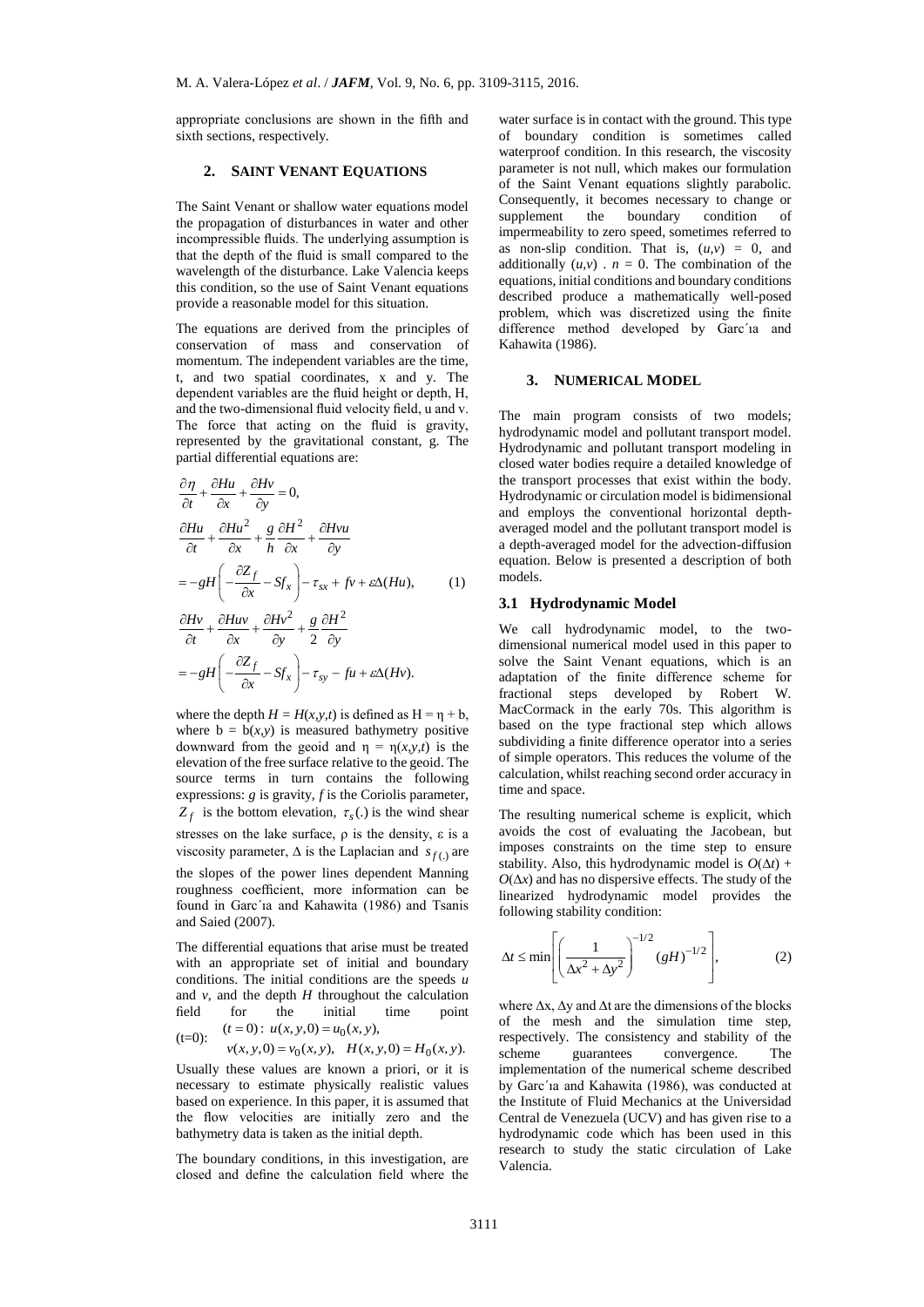appropriate conclusions are shown in the fifth and sixth sections, respectively.

## 2. SAINT VENANT EQUATIONS

The Saint Venant or shallow water equations model the propagation of disturbances in water and other incompressible fluids. The underlying assumption is that the depth of the fluid is small compared to the wavelength of the disturbance. Lake Valencia keeps this condition, so the use of Saint Venant equations provide a reasonable model for this situation.

The equations are derived from the principles of conservation of mass and conservation of momentum. The independent variables are the time, t, and two spatial coordinates, x and y. The dependent variables are the fluid height or depth, H, and the two-dimensional fluid velocity field, u and v. The force that acting on the fluid is gravity, represented by the gravitational constant, g. The partial differential equations are:

$$
\begin{aligned}
&\frac{\partial \eta}{\partial t}+\frac{\partial Hu}{\partial x}+\frac{\partial Hv}{\partial y}=0,\\
&\frac{\partial Hu}{\partial t}+\frac{\partial Hu^2}{\partial x}+\frac{g}{h}\frac{\partial H^2}{\partial x}+\frac{\partial Hvu}{\partial y}\\
&=-gH\left(-\frac{\partial Z_f}{\partial x}-Sf_x\right)-\tau_{sx}+fv+\varepsilon\Delta(Hu), \qquad (1)\\
&\frac{\partial Hv}{\partial t}+\frac{\partial Huv}{\partial x}+\frac{\partial Hv^2}{\partial y}+\frac{g}{2}\frac{\partial H^2}{\partial y}\\
&=-gH\left(-\frac{\partial Z_f}{\partial x}-Sf_x\right)-\tau_{sy}-fu+\varepsilon\Delta(Hv).
\end{aligned}
$$

where the depth $H = H(x,y,t)$ is defined as $H = \eta + b$, where $b = b(x,y)$ is measured bathymetry positive downward from the geoid and $\eta = \eta(x,y,t)$ is the elevation of the free surface relative to the geoid. The source terms in turn contains the following expressions: $g$ is gravity, $f$ is the Coriolis parameter, $Z_f$ is the bottom elevation, $\tau_s(.)$ is the wind shear stresses on the lake surface, ρ is the density, ε is a viscosity parameter, Δ is the Laplacian and $s_{f(.)}$ are the slopes of the power lines dependent Manning roughness coefficient, more information can be found in Garc´ıa and Kahawita (1986) and Tsanis and Saied (2007).

The differential equations that arise must be treated with an appropriate set of initial and boundary conditions. The initial conditions are the speeds $u$ and $v$, and the depth $H$ throughout the calculation field for the initial time point (t=0): $(t=0)$: $u(x,y,0)=u_0(x,y)$, $v(x,y,0)=v_0(x,y)$, $H(x,y,0)=H_0(x,y)$.

Usually these values are known a priori, or it is necessary to estimate physically realistic values based on experience. In this paper, it is assumed that the flow velocities are initially zero and the bathymetry data is taken as the initial depth.

The boundary conditions, in this investigation, are closed and define the calculation field where the water surface is in contact with the ground. This type of boundary condition is sometimes called waterproof condition. In this research, the viscosity parameter is not null, which makes our formulation of the Saint Venant equations slightly parabolic. Consequently, it becomes necessary to change or supplement the boundary condition of impermeability to zero speed, sometimes referred to as non-slip condition. That is, $(u,v) = 0$, and additionally $(u,v) \cdot n = 0$. The combination of the equations, initial conditions and boundary conditions described produce a mathematically well-posed problem, which was discretized using the finite difference method developed by Garc´ıa and Kahawita (1986).

## 3. NUMERICAL MODEL

The main program consists of two models; hydrodynamic model and pollutant transport model. Hydrodynamic and pollutant transport modeling in closed water bodies require a detailed knowledge of the transport processes that exist within the body. Hydrodynamic or circulation model is bidimensional and employs the conventional horizontal depth-averaged model and the pollutant transport model is a depth-averaged model for the advection-diffusion equation. Below is presented a description of both models.

### 3.1 Hydrodynamic Model

We call hydrodynamic model, to the two-dimensional numerical model used in this paper to solve the Saint Venant equations, which is an adaptation of the finite difference scheme for fractional steps developed by Robert W. MacCormack in the early 70s. This algorithm is based on the type fractional step which allows subdividing a finite difference operator into a series of simple operators. This reduces the volume of the calculation, whilst reaching second order accuracy in time and space.

The resulting numerical scheme is explicit, which avoids the cost of evaluating the Jacobean, but imposes constraints on the time step to ensure stability. Also, this hydrodynamic model is $O(\Delta t) + O(\Delta x)$ and has no dispersive effects. The study of the linearized hydrodynamic model provides the following stability condition:

$$
\Delta t \le \min\left[\left(\frac{1}{\Delta x^2+\Delta y^2}\right)^{-1/2}(gH)^{-1/2}\right], \qquad (2)
$$

where Δx, Δy and Δt are the dimensions of the blocks of the mesh and the simulation time step, respectively. The consistency and stability of the scheme guarantees convergence. The implementation of the numerical scheme described by Garc´ıa and Kahawita (1986), was conducted at the Institute of Fluid Mechanics at the Universidad Central de Venezuela (UCV) and has given rise to a hydrodynamic code which has been used in this research to study the static circulation of Lake Valencia.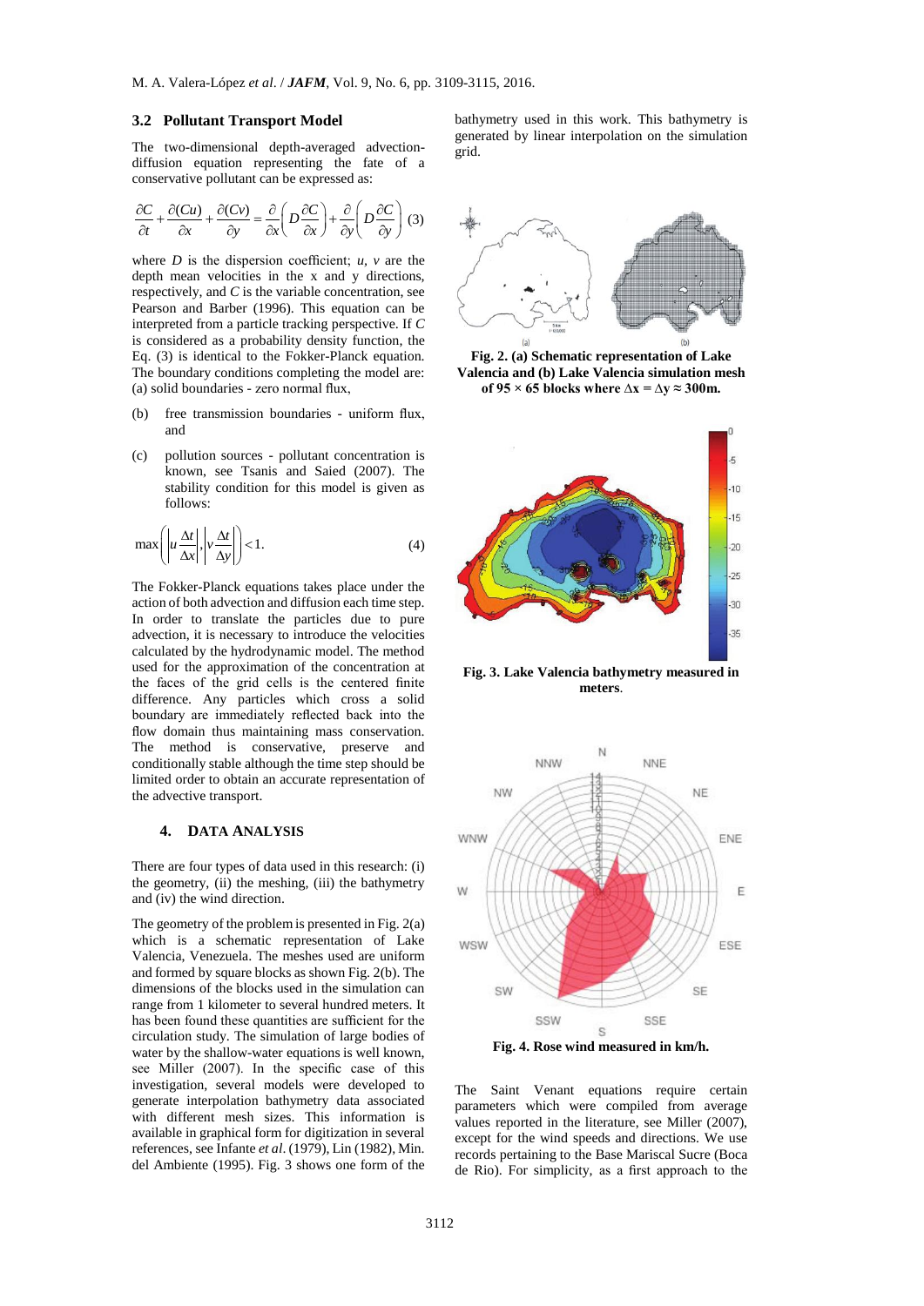### 3.2 Pollutant Transport Model

The two-dimensional depth-averaged advection-diffusion equation representing the fate of a conservative pollutant can be expressed as:

$$\frac{\partial C}{\partial t}+\frac{\partial (Cu)}{\partial x}+\frac{\partial (Cv)}{\partial y}=\frac{\partial}{\partial x}\left(D\frac{\partial C}{\partial x}\right)+\frac{\partial}{\partial y}\left(D\frac{\partial C}{\partial y}\right) \quad (3)$$

where $D$ is the dispersion coefficient; $u$, $v$ are the depth mean velocities in the x and y directions, respectively, and $C$ is the variable concentration, see Pearson and Barber (1996). This equation can be interpreted from a particle tracking perspective. If $C$ is considered as a probability density function, the Eq. (3) is identical to the Fokker-Planck equation. The boundary conditions completing the model are: (a) solid boundaries - zero normal flux,

(b) free transmission boundaries - uniform flux, and

(c) pollution sources - pollutant concentration is known, see Tsanis and Saied (2007). The stability condition for this model is given as follows:

$$\max\left(\left|u\frac{\Delta t}{\Delta x}\right|,\left|v\frac{\Delta t}{\Delta y}\right|\right)<1. \quad (4)$$

The Fokker-Planck equations takes place under the action of both advection and diffusion each time step. In order to translate the particles due to pure advection, it is necessary to introduce the velocities calculated by the hydrodynamic model. The method used for the approximation of the concentration at the faces of the grid cells is the centered finite difference. Any particles which cross a solid boundary are immediately reflected back into the flow domain thus maintaining mass conservation. The method is conservative, preserve and conditionally stable although the time step should be limited order to obtain an accurate representation of the advective transport.

## 4. DATA ANALYSIS

There are four types of data used in this research: (i) the geometry, (ii) the meshing, (iii) the bathymetry and (iv) the wind direction.

The geometry of the problem is presented in Fig. 2(a) which is a schematic representation of Lake Valencia, Venezuela. The meshes used are uniform and formed by square blocks as shown Fig. 2(b). The dimensions of the blocks used in the simulation can range from 1 kilometer to several hundred meters. It has been found these quantities are sufficient for the circulation study. The simulation of large bodies of water by the shallow-water equations is well known, see Miller (2007). In the specific case of this investigation, several models were developed to generate interpolation bathymetry data associated with different mesh sizes. This information is available in graphical form for digitization in several references, see Infante *et al*. (1979), Lin (1982), Min. del Ambiente (1995). Fig. 3 shows one form of the bathymetry used in this work. This bathymetry is generated by linear interpolation on the simulation grid.

**Fig. 2. (a) Schematic representation of Lake Valencia and (b) Lake Valencia simulation mesh of 95 × 65 blocks where Δx = Δy ≈ 300m.**

**Fig. 3. Lake Valencia bathymetry measured in meters.**

**Fig. 4. Rose wind measured in km/h.**

The Saint Venant equations require certain parameters which were compiled from average values reported in the literature, see Miller (2007), except for the wind speeds and directions. We use records pertaining to the Base Mariscal Sucre (Boca de Rio). For simplicity, as a first approach to the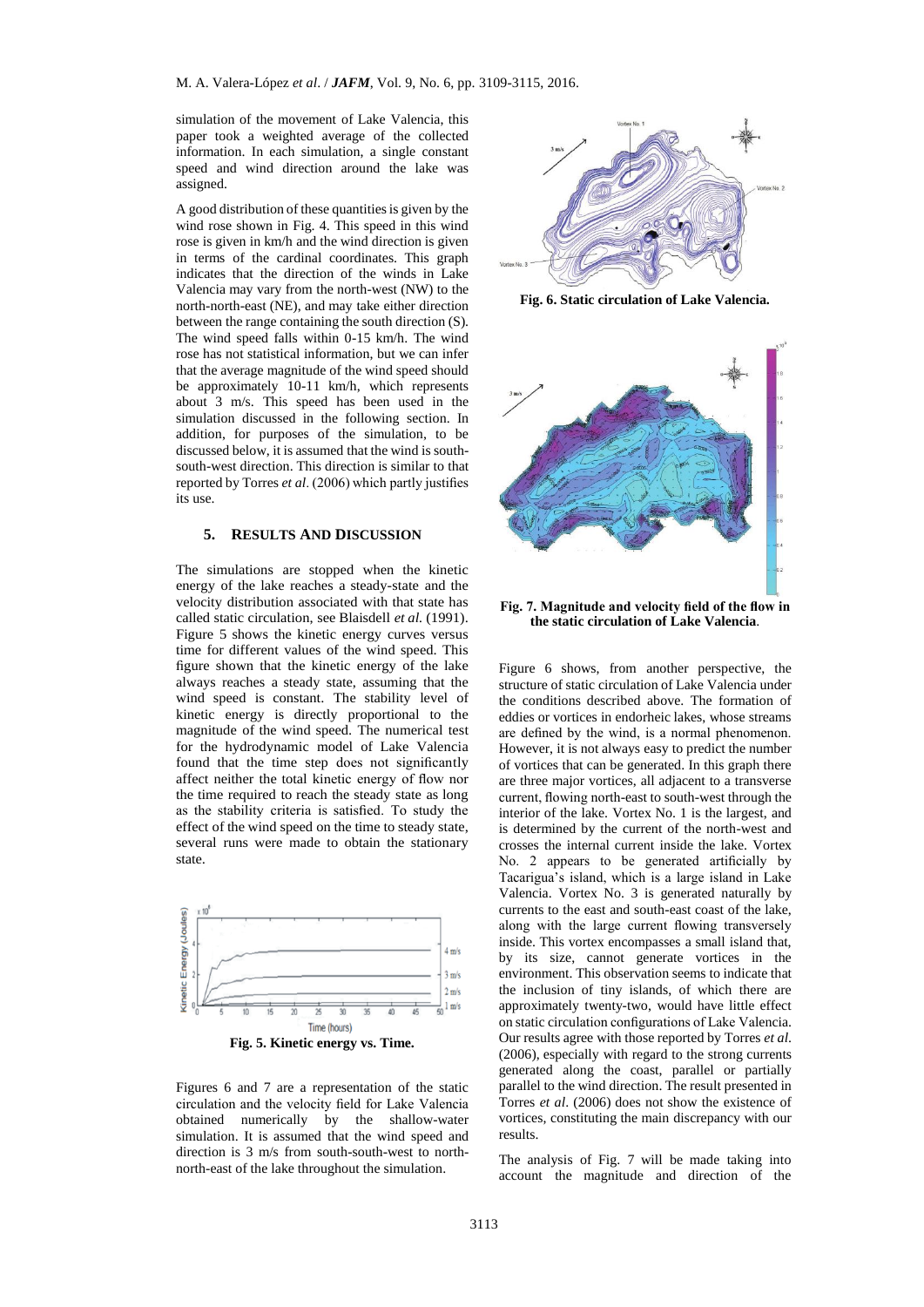simulation of the movement of Lake Valencia, this paper took a weighted average of the collected information. In each simulation, a single constant speed and wind direction around the lake was assigned.

A good distribution of these quantities is given by the wind rose shown in Fig. 4. This speed in this wind rose is given in km/h and the wind direction is given in terms of the cardinal coordinates. This graph indicates that the direction of the winds in Lake Valencia may vary from the north-west (NW) to the north-north-east (NE), and may take either direction between the range containing the south direction (S). The wind speed falls within 0-15 km/h. The wind rose has not statistical information, but we can infer that the average magnitude of the wind speed should be approximately 10-11 km/h, which represents about 3 m/s. This speed has been used in the simulation discussed in the following section. In addition, for purposes of the simulation, to be discussed below, it is assumed that the wind is south-south-west direction. This direction is similar to that reported by Torres *et al*. (2006) which partly justifies its use.

## 5. RESULTS AND DISCUSSION

The simulations are stopped when the kinetic energy of the lake reaches a steady-state and the velocity distribution associated with that state has called static circulation, see Blaisdell *et al.* (1991). Figure 5 shows the kinetic energy curves versus time for different values of the wind speed. This figure shown that the kinetic energy of the lake always reaches a steady state, assuming that the wind speed is constant. The stability level of kinetic energy is directly proportional to the magnitude of the wind speed. The numerical test for the hydrodynamic model of Lake Valencia found that the time step does not significantly affect neither the total kinetic energy of flow nor the time required to reach the steady state as long as the stability criteria is satisfied. To study the effect of the wind speed on the time to steady state, several runs were made to obtain the stationary state.

**Fig. 5. Kinetic energy vs. Time.**

Figures 6 and 7 are a representation of the static circulation and the velocity field for Lake Valencia obtained numerically by the shallow-water simulation. It is assumed that the wind speed and direction is 3 m/s from south-south-west to north-north-east of the lake throughout the simulation.

**Fig. 6. Static circulation of Lake Valencia.**

**Fig. 7. Magnitude and velocity field of the flow in the static circulation of Lake Valencia.**

Figure 6 shows, from another perspective, the structure of static circulation of Lake Valencia under the conditions described above. The formation of eddies or vortices in endorheic lakes, whose streams are defined by the wind, is a normal phenomenon. However, it is not always easy to predict the number of vortices that can be generated. In this graph there are three major vortices, all adjacent to a transverse current, flowing north-east to south-west through the interior of the lake. Vortex No. 1 is the largest, and is determined by the current of the north-west and crosses the internal current inside the lake. Vortex No. 2 appears to be generated artificially by Tacarigua's island, which is a large island in Lake Valencia. Vortex No. 3 is generated naturally by currents to the east and south-east coast of the lake, along with the large current flowing transversely inside. This vortex encompasses a small island that, by its size, cannot generate vortices in the environment. This observation seems to indicate that the inclusion of tiny islands, of which there are approximately twenty-two, would have little effect on static circulation configurations of Lake Valencia. Our results agree with those reported by Torres *et al.* (2006), especially with regard to the strong currents generated along the coast, parallel or partially parallel to the wind direction. The result presented in Torres *et al*. (2006) does not show the existence of vortices, constituting the main discrepancy with our results.

The analysis of Fig. 7 will be made taking into account the magnitude and direction of the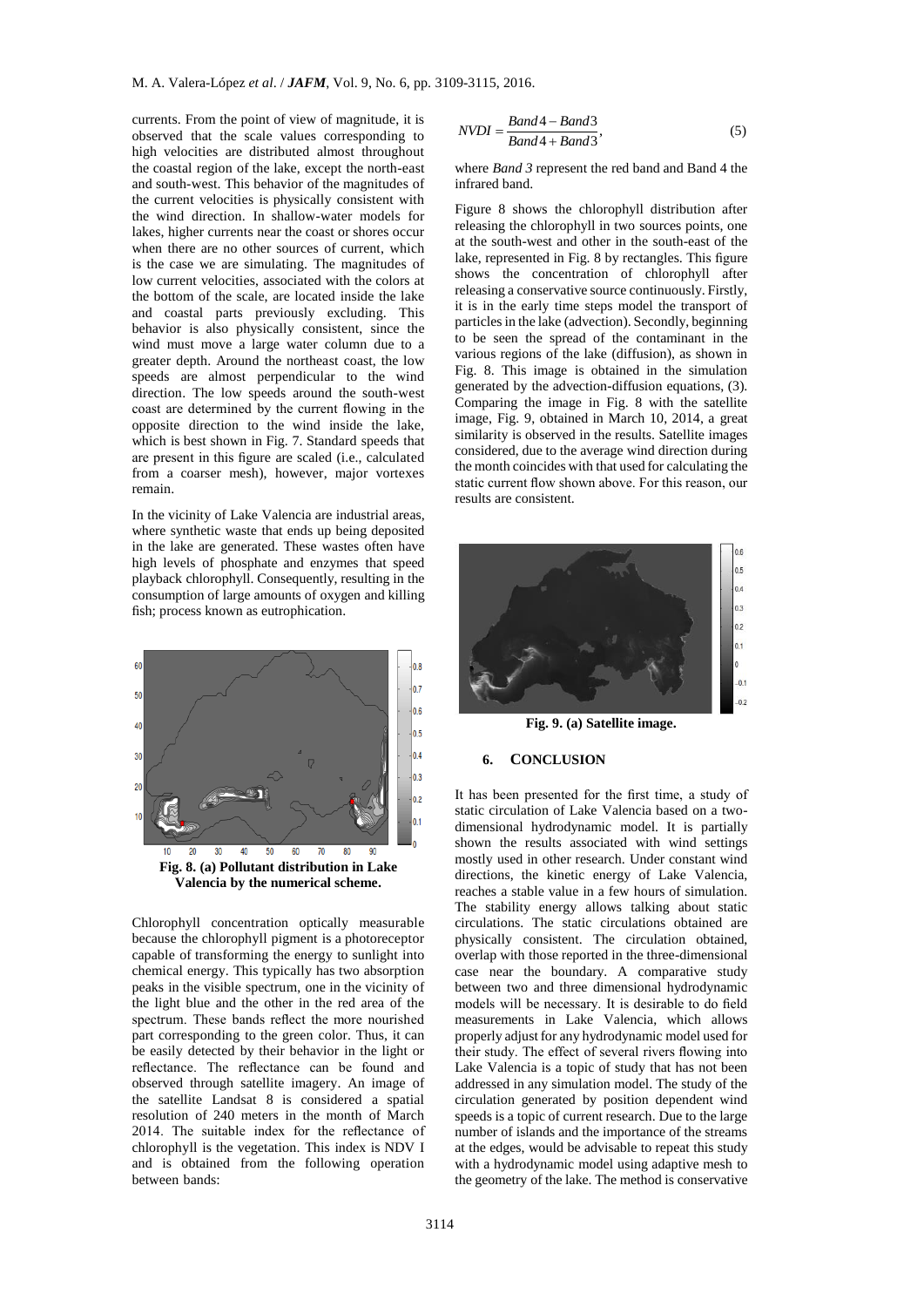currents. From the point of view of magnitude, it is observed that the scale values corresponding to high velocities are distributed almost throughout the coastal region of the lake, except the north-east and south-west. This behavior of the magnitudes of the current velocities is physically consistent with the wind direction. In shallow-water models for lakes, higher currents near the coast or shores occur when there are no other sources of current, which is the case we are simulating. The magnitudes of low current velocities, associated with the colors at the bottom of the scale, are located inside the lake and coastal parts previously excluding. This behavior is also physically consistent, since the wind must move a large water column due to a greater depth. Around the northeast coast, the low speeds are almost perpendicular to the wind direction. The low speeds around the south-west coast are determined by the current flowing in the opposite direction to the wind inside the lake, which is best shown in Fig. 7. Standard speeds that are present in this figure are scaled (i.e., calculated from a coarser mesh), however, major vortexes remain.

In the vicinity of Lake Valencia are industrial areas, where synthetic waste that ends up being deposited in the lake are generated. These wastes often have high levels of phosphate and enzymes that speed playback chlorophyll. Consequently, resulting in the consumption of large amounts of oxygen and killing fish; process known as eutrophication.

**Fig. 8. (a) Pollutant distribution in Lake Valencia by the numerical scheme.**

Chlorophyll concentration optically measurable because the chlorophyll pigment is a photoreceptor capable of transforming the energy to sunlight into chemical energy. This typically has two absorption peaks in the visible spectrum, one in the vicinity of the light blue and the other in the red area of the spectrum. These bands reflect the more nourished part corresponding to the green color. Thus, it can be easily detected by their behavior in the light or reflectance. The reflectance can be found and observed through satellite imagery. An image of the satellite Landsat 8 is considered a spatial resolution of 240 meters in the month of March 2014. The suitable index for the reflectance of chlorophyll is the vegetation. This index is NDV I and is obtained from the following operation between bands:

$$NVDI = \frac{Band4 - Band3}{Band4 + Band3}, \tag{5}$$

where *Band 3* represent the red band and Band 4 the infrared band.

Figure 8 shows the chlorophyll distribution after releasing the chlorophyll in two sources points, one at the south-west and other in the south-east of the lake, represented in Fig. 8 by rectangles. This figure shows the concentration of chlorophyll after releasing a conservative source continuously. Firstly, it is in the early time steps model the transport of particles in the lake (advection). Secondly, beginning to be seen the spread of the contaminant in the various regions of the lake (diffusion), as shown in Fig. 8. This image is obtained in the simulation generated by the advection-diffusion equations, (3). Comparing the image in Fig. 8 with the satellite image, Fig. 9, obtained in March 10, 2014, a great similarity is observed in the results. Satellite images considered, due to the average wind direction during the month coincides with that used for calculating the static current flow shown above. For this reason, our results are consistent.

**Fig. 9. (a) Satellite image.**

## 6. CONCLUSION

It has been presented for the first time, a study of static circulation of Lake Valencia based on a two-dimensional hydrodynamic model. It is partially shown the results associated with wind settings mostly used in other research. Under constant wind directions, the kinetic energy of Lake Valencia, reaches a stable value in a few hours of simulation. The stability energy allows talking about static circulations. The static circulations obtained are physically consistent. The circulation obtained, overlap with those reported in the three-dimensional case near the boundary. A comparative study between two and three dimensional hydrodynamic models will be necessary. It is desirable to do field measurements in Lake Valencia, which allows properly adjust for any hydrodynamic model used for their study. The effect of several rivers flowing into Lake Valencia is a topic of study that has not been addressed in any simulation model. The study of the circulation generated by position dependent wind speeds is a topic of current research. Due to the large number of islands and the importance of the streams at the edges, would be advisable to repeat this study with a hydrodynamic model using adaptive mesh to the geometry of the lake. The method is conservative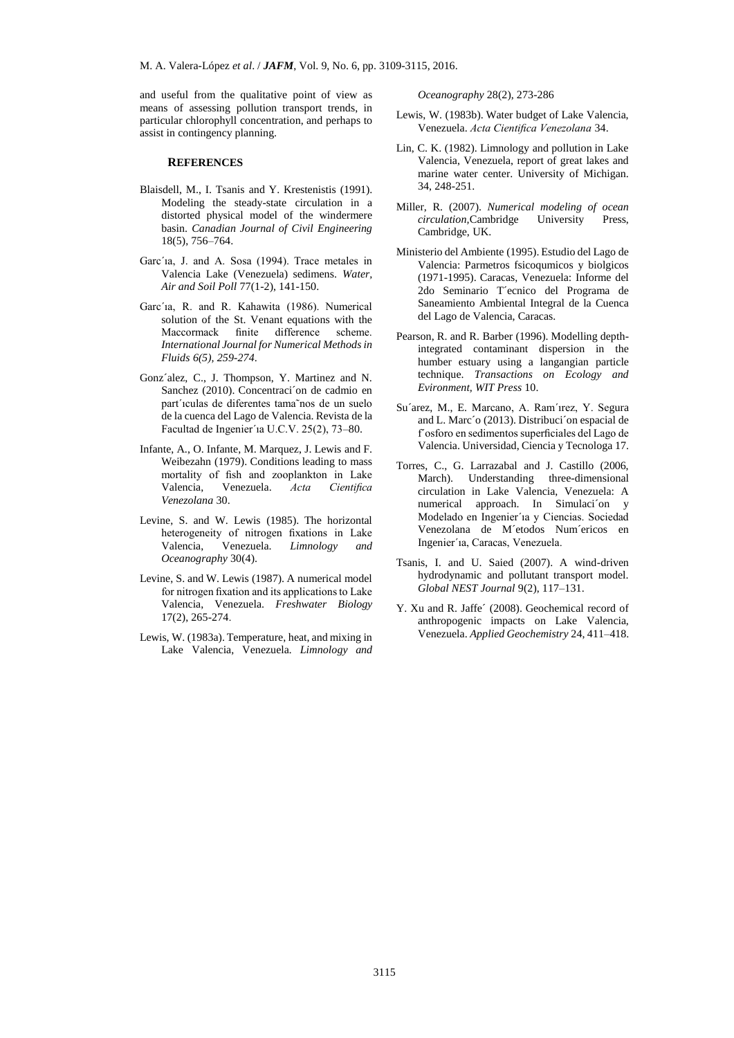and useful from the qualitative point of view as means of assessing pollution transport trends, in particular chlorophyll concentration, and perhaps to assist in contingency planning.

## REFERENCES

Blaisdell, M., I. Tsanis and Y. Krestenistis (1991). Modeling the steady-state circulation in a distorted physical model of the windermere basin. *Canadian Journal of Civil Engineering* 18(5), 756–764.

Garc´ıa, J. and A. Sosa (1994). Trace metales in Valencia Lake (Venezuela) sedimens. *Water, Air and Soil Poll* 77(1-2), 141-150.

Garc´ıa, R. and R. Kahawita (1986). Numerical solution of the St. Venant equations with the Maccormack finite difference scheme. *International Journal for Numerical Methods in Fluids 6(5), 259-274.*

Gonz´alez, C., J. Thompson, Y. Martinez and N. Sanchez (2010). Concentraci´on de cadmio en part´ıculas de diferentes tama˜nos de un suelo de la cuenca del Lago de Valencia. Revista de la Facultad de Ingenier´ıa U.C.V. 25(2), 73–80.

Infante, A., O. Infante, M. Marquez, J. Lewis and F. Weibezahn (1979). Conditions leading to mass mortality of fish and zooplankton in Lake Valencia, Venezuela. *Acta Cientifica Venezolana* 30.

Levine, S. and W. Lewis (1985). The horizontal heterogeneity of nitrogen fixations in Lake Valencia, Venezuela. *Limnology and Oceanography* 30(4).

Levine, S. and W. Lewis (1987). A numerical model for nitrogen fixation and its applications to Lake Valencia, Venezuela. *Freshwater Biology* 17(2), 265-274.

Lewis, W. (1983a). Temperature, heat, and mixing in Lake Valencia, Venezuela. *Limnology and Oceanography* 28(2), 273-286

Lewis, W. (1983b). Water budget of Lake Valencia, Venezuela. *Acta Cientifica Venezolana* 34.

Lin, C. K. (1982). Limnology and pollution in Lake Valencia, Venezuela, report of great lakes and marine water center. University of Michigan. 34, 248-251.

Miller, R. (2007). *Numerical modeling of ocean circulation*,Cambridge University Press, Cambridge, UK.

Ministerio del Ambiente (1995). Estudio del Lago de Valencia: Parmetros fsicoqumicos y biolgicos (1971-1995). Caracas, Venezuela: Informe del 2do Seminario T´ecnico del Programa de Saneamiento Ambiental Integral de la Cuenca del Lago de Valencia, Caracas.

Pearson, R. and R. Barber (1996). Modelling depth-integrated contaminant dispersion in the humber estuary using a langangian particle technique. *Transactions on Ecology and Evironment, WIT Press* 10.

Su´arez, M., E. Marcano, A. Ram´ırez, Y. Segura and L. Marc´o (2013). Distribuci´on espacial de f´osforo en sedimentos superficiales del Lago de Valencia. Universidad, Ciencia y Tecnologa 17.

Torres, C., G. Larrazabal and J. Castillo (2006, March). Understanding three-dimensional circulation in Lake Valencia, Venezuela: A numerical approach. In Simulaci´on y Modelado en Ingenier´ıa y Ciencias. Sociedad Venezolana de M´etodos Num´ericos en Ingenier´ıa, Caracas, Venezuela.

Tsanis, I. and U. Saied (2007). A wind-driven hydrodynamic and pollutant transport model. *Global NEST Journal* 9(2), 117–131.

Y. Xu and R. Jaffe´ (2008). Geochemical record of anthropogenic impacts on Lake Valencia, Venezuela. *Applied Geochemistry* 24, 411–418.